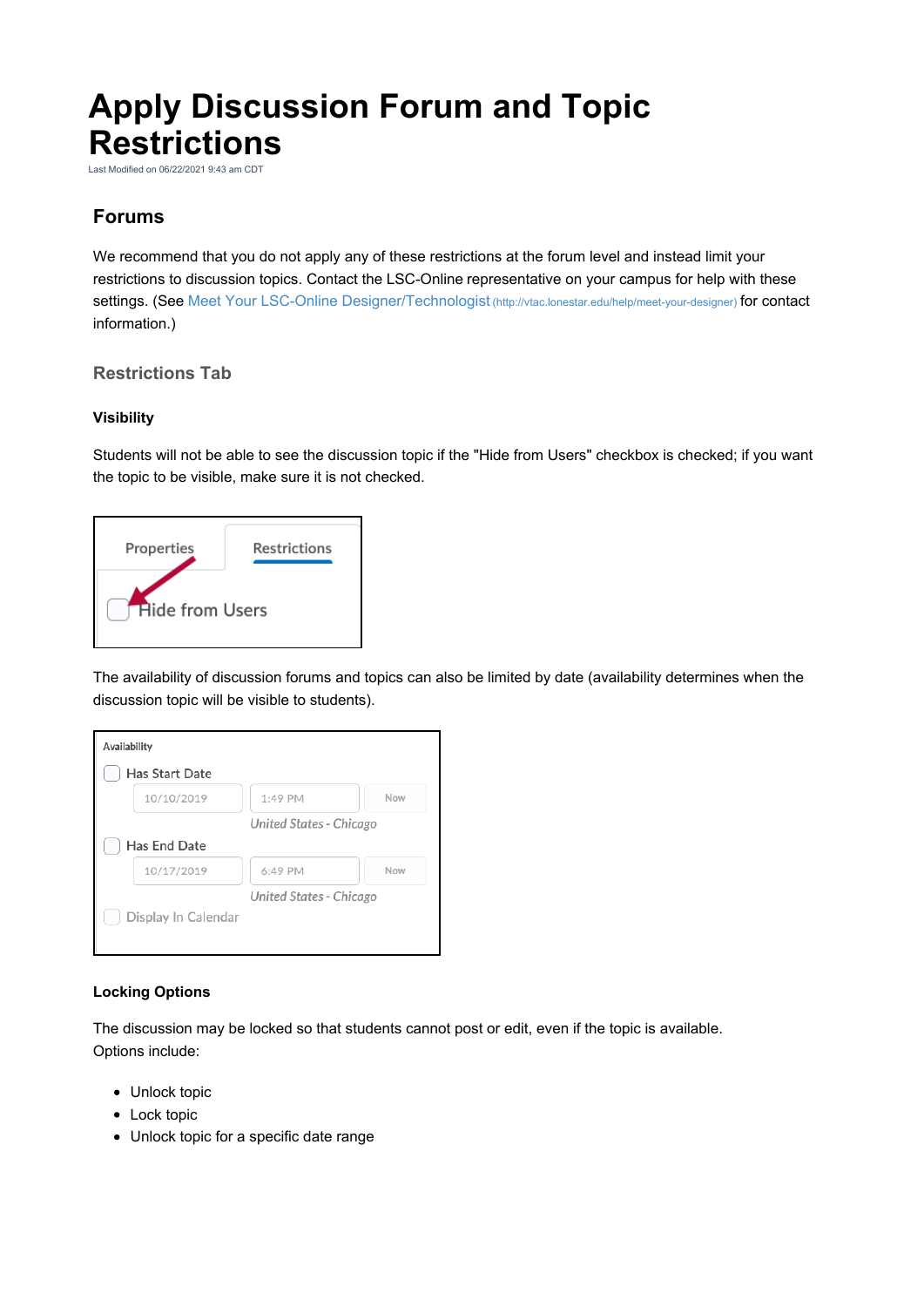# Apply Discussion Forum and Topic Restrictions

Last Modified on 06/22/2021 9:43 am CDT

## Forums

We recommend that you do not apply any of these restrictions at the forum level and instead limit your restrictions to discussion topics. Contact the LSC-Online representative on your campus for help with these settings. (See Meet Your LSC-Online Designer/Technologist (http://vtac.lonestar.edu/help/meet-your-designer) for contact information.)

### Restrictions Tab

#### Visibility

Students will not be able to see the discussion topic if the "Hide from Users" checkbox is checked; if you want the topic to be visible, make sure it is not checked.

The availability of discussion forums and topics can also be limited by date (availability determines when the discussion topic will be visible to students).

#### Locking Options

The discussion may be locked so that students cannot post or edit, even if the topic is available. Options include:

- Unlock topic
- Lock topic
- Unlock topic for a specific date range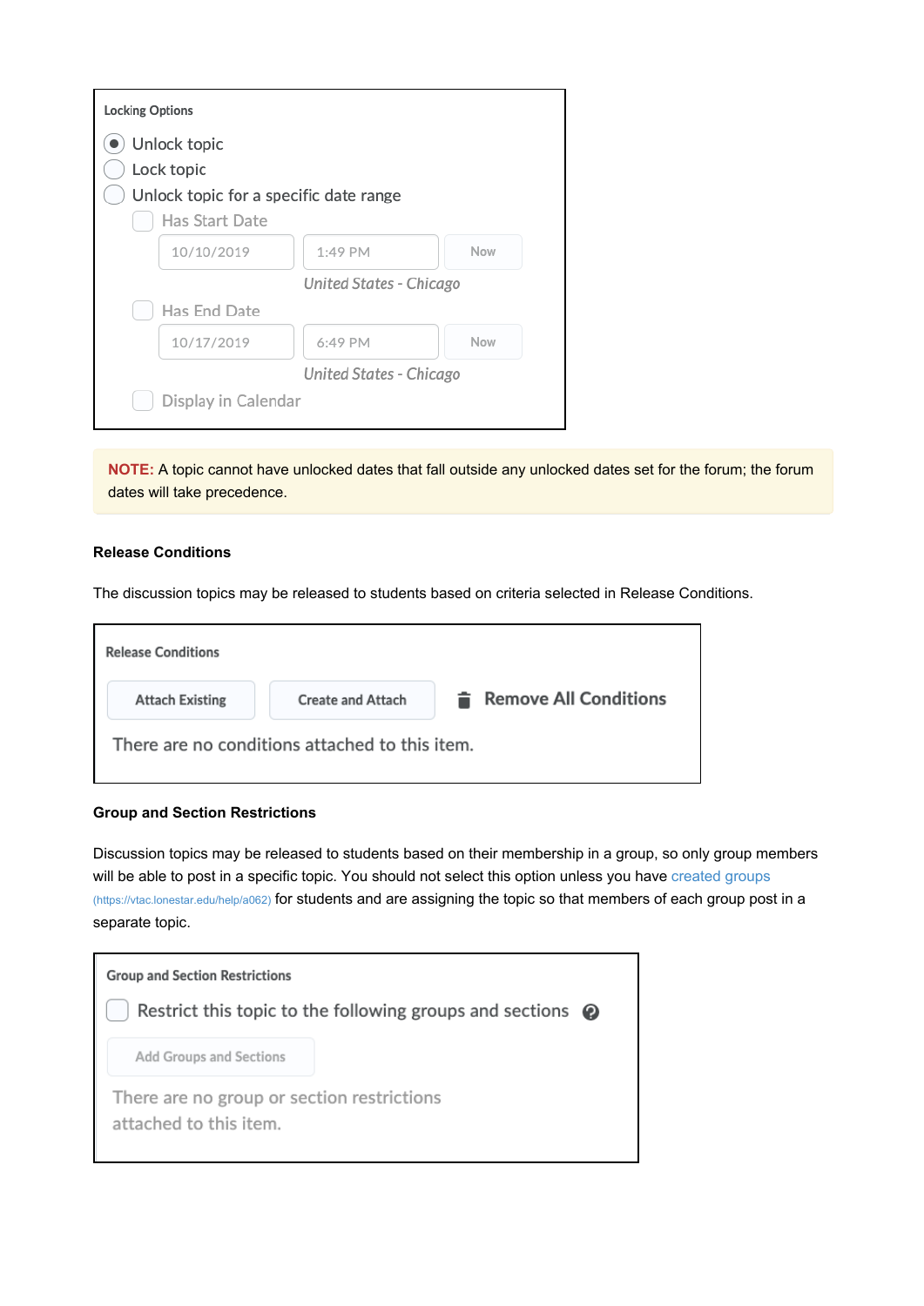Locking Options

- Unlock topic
- Lock topic
- Unlock topic for a specific date range
  - Has Start Date
    10/10/2019 1:49 PM Now
    United States - Chicago
  - Has End Date
    10/17/2019 6:49 PM Now
    United States - Chicago
  - Display in Calendar

**NOTE:** A topic cannot have unlocked dates that fall outside any unlocked dates set for the forum; the forum dates will take precedence.

**Release Conditions**

The discussion topics may be released to students based on criteria selected in Release Conditions.

Release Conditions

Attach Existing | Create and Attach | Remove All Conditions

There are no conditions attached to this item.

**Group and Section Restrictions**

Discussion topics may be released to students based on their membership in a group, so only group members will be able to post in a specific topic. You should not select this option unless you have created groups (https://vtac.lonestar.edu/help/a062) for students and are assigning the topic so that members of each group post in a separate topic.

Group and Section Restrictions

- Restrict this topic to the following groups and sections

Add Groups and Sections

There are no group or section restrictions attached to this item.